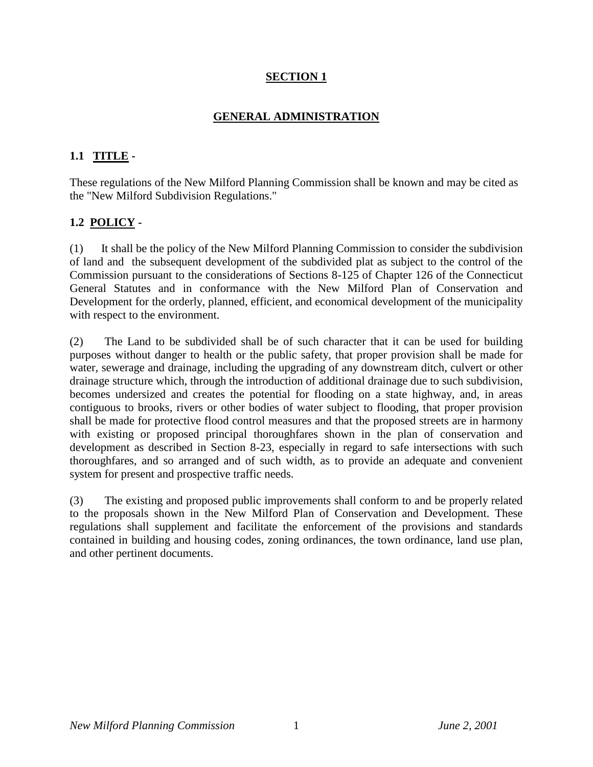# SECTION 1

## GENERAL ADMINISTRATION

### 1.1 TITLE -

These regulations of the New Milford Planning Commission shall be known and may be cited as the "New Milford Subdivision Regulations."

### 1.2 POLICY -

(1) It shall be the policy of the New Milford Planning Commission to consider the subdivision of land and the subsequent development of the subdivided plat as subject to the control of the Commission pursuant to the considerations of Sections 8-125 of Chapter 126 of the Connecticut General Statutes and in conformance with the New Milford Plan of Conservation and Development for the orderly, planned, efficient, and economical development of the municipality with respect to the environment.

(2) The Land to be subdivided shall be of such character that it can be used for building purposes without danger to health or the public safety, that proper provision shall be made for water, sewerage and drainage, including the upgrading of any downstream ditch, culvert or other drainage structure which, through the introduction of additional drainage due to such subdivision, becomes undersized and creates the potential for flooding on a state highway, and, in areas contiguous to brooks, rivers or other bodies of water subject to flooding, that proper provision shall be made for protective flood control measures and that the proposed streets are in harmony with existing or proposed principal thoroughfares shown in the plan of conservation and development as described in Section 8-23, especially in regard to safe intersections with such thoroughfares, and so arranged and of such width, as to provide an adequate and convenient system for present and prospective traffic needs.

(3) The existing and proposed public improvements shall conform to and be properly related to the proposals shown in the New Milford Plan of Conservation and Development. These regulations shall supplement and facilitate the enforcement of the provisions and standards contained in building and housing codes, zoning ordinances, the town ordinance, land use plan, and other pertinent documents.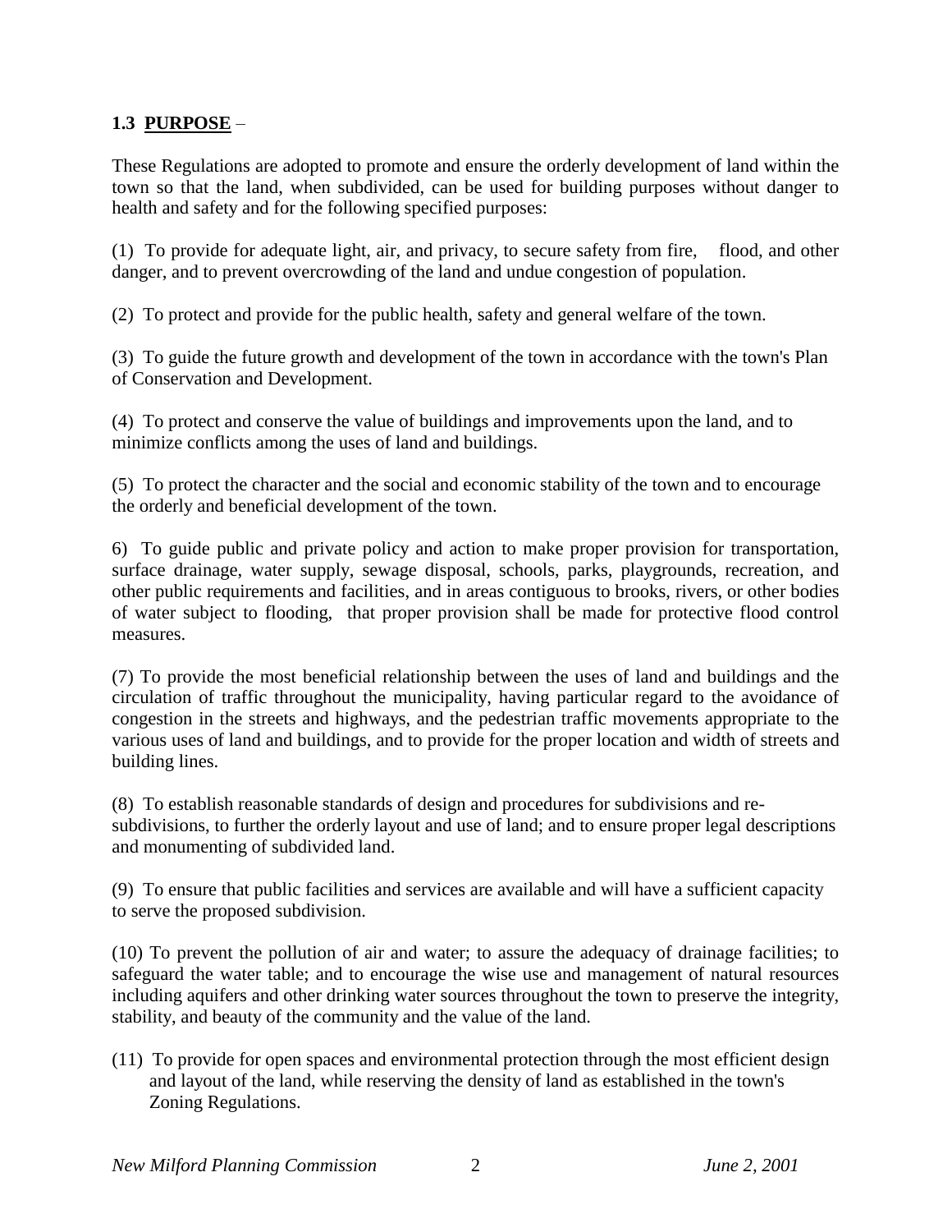### 1.3 **PURPOSE** –

These Regulations are adopted to promote and ensure the orderly development of land within the town so that the land, when subdivided, can be used for building purposes without danger to health and safety and for the following specified purposes:

(1) To provide for adequate light, air, and privacy, to secure safety from fire, flood, and other danger, and to prevent overcrowding of the land and undue congestion of population.

(2) To protect and provide for the public health, safety and general welfare of the town.

(3) To guide the future growth and development of the town in accordance with the town's Plan of Conservation and Development.

(4) To protect and conserve the value of buildings and improvements upon the land, and to minimize conflicts among the uses of land and buildings.

(5) To protect the character and the social and economic stability of the town and to encourage the orderly and beneficial development of the town.

6) To guide public and private policy and action to make proper provision for transportation, surface drainage, water supply, sewage disposal, schools, parks, playgrounds, recreation, and other public requirements and facilities, and in areas contiguous to brooks, rivers, or other bodies of water subject to flooding, that proper provision shall be made for protective flood control measures.

(7) To provide the most beneficial relationship between the uses of land and buildings and the circulation of traffic throughout the municipality, having particular regard to the avoidance of congestion in the streets and highways, and the pedestrian traffic movements appropriate to the various uses of land and buildings, and to provide for the proper location and width of streets and building lines.

(8) To establish reasonable standards of design and procedures for subdivisions and re-subdivisions, to further the orderly layout and use of land; and to ensure proper legal descriptions and monumenting of subdivided land.

(9) To ensure that public facilities and services are available and will have a sufficient capacity to serve the proposed subdivision.

(10) To prevent the pollution of air and water; to assure the adequacy of drainage facilities; to safeguard the water table; and to encourage the wise use and management of natural resources including aquifers and other drinking water sources throughout the town to preserve the integrity, stability, and beauty of the community and the value of the land.

(11) To provide for open spaces and environmental protection through the most efficient design and layout of the land, while reserving the density of land as established in the town's Zoning Regulations.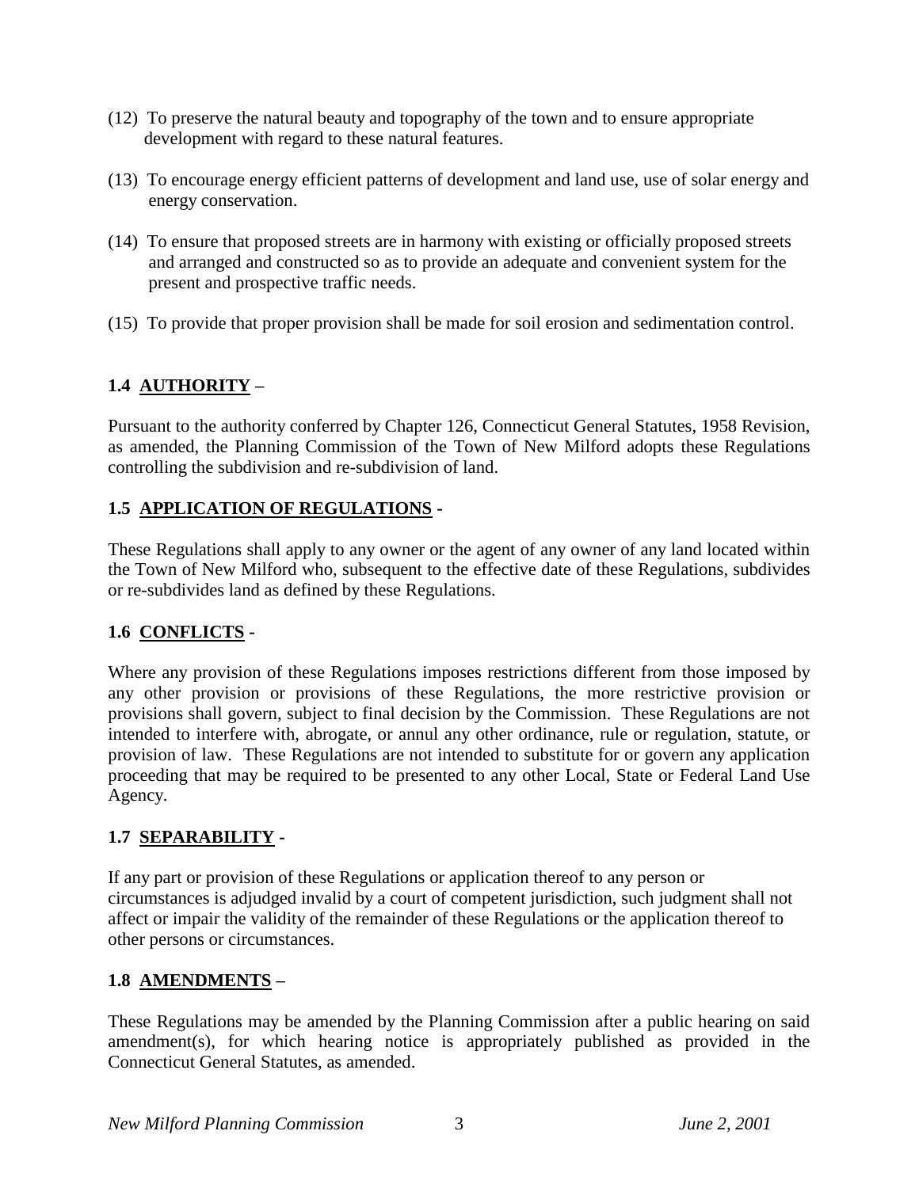(12) To preserve the natural beauty and topography of the town and to ensure appropriate development with regard to these natural features.

(13) To encourage energy efficient patterns of development and land use, use of solar energy and energy conservation.

(14) To ensure that proposed streets are in harmony with existing or officially proposed streets and arranged and constructed so as to provide an adequate and convenient system for the present and prospective traffic needs.

(15) To provide that proper provision shall be made for soil erosion and sedimentation control.

## 1.4 AUTHORITY –

Pursuant to the authority conferred by Chapter 126, Connecticut General Statutes, 1958 Revision, as amended, the Planning Commission of the Town of New Milford adopts these Regulations controlling the subdivision and re-subdivision of land.

## 1.5 APPLICATION OF REGULATIONS -

These Regulations shall apply to any owner or the agent of any owner of any land located within the Town of New Milford who, subsequent to the effective date of these Regulations, subdivides or re-subdivides land as defined by these Regulations.

## 1.6 CONFLICTS -

Where any provision of these Regulations imposes restrictions different from those imposed by any other provision or provisions of these Regulations, the more restrictive provision or provisions shall govern, subject to final decision by the Commission. These Regulations are not intended to interfere with, abrogate, or annul any other ordinance, rule or regulation, statute, or provision of law. These Regulations are not intended to substitute for or govern any application proceeding that may be required to be presented to any other Local, State or Federal Land Use Agency.

## 1.7 SEPARABILITY -

If any part or provision of these Regulations or application thereof to any person or circumstances is adjudged invalid by a court of competent jurisdiction, such judgment shall not affect or impair the validity of the remainder of these Regulations or the application thereof to other persons or circumstances.

## 1.8 AMENDMENTS –

These Regulations may be amended by the Planning Commission after a public hearing on said amendment(s), for which hearing notice is appropriately published as provided in the Connecticut General Statutes, as amended.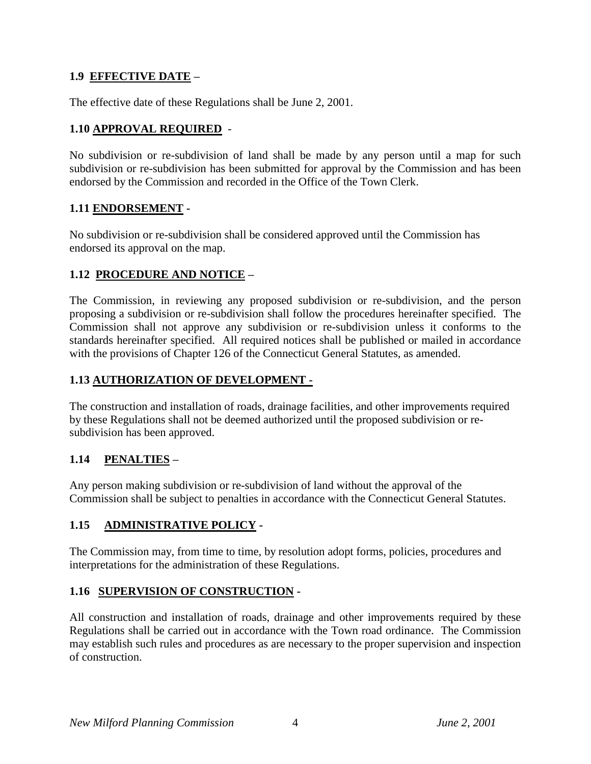### 1.9 EFFECTIVE DATE –

The effective date of these Regulations shall be June 2, 2001.

### 1.10 APPROVAL REQUIRED -

No subdivision or re-subdivision of land shall be made by any person until a map for such subdivision or re-subdivision has been submitted for approval by the Commission and has been endorsed by the Commission and recorded in the Office of the Town Clerk.

### 1.11 ENDORSEMENT -

No subdivision or re-subdivision shall be considered approved until the Commission has endorsed its approval on the map.

### 1.12 PROCEDURE AND NOTICE –

The Commission, in reviewing any proposed subdivision or re-subdivision, and the person proposing a subdivision or re-subdivision shall follow the procedures hereinafter specified. The Commission shall not approve any subdivision or re-subdivision unless it conforms to the standards hereinafter specified. All required notices shall be published or mailed in accordance with the provisions of Chapter 126 of the Connecticut General Statutes, as amended.

### 1.13 AUTHORIZATION OF DEVELOPMENT -

The construction and installation of roads, drainage facilities, and other improvements required by these Regulations shall not be deemed authorized until the proposed subdivision or re-subdivision has been approved.

### 1.14 PENALTIES –

Any person making subdivision or re-subdivision of land without the approval of the Commission shall be subject to penalties in accordance with the Connecticut General Statutes.

### 1.15 ADMINISTRATIVE POLICY -

The Commission may, from time to time, by resolution adopt forms, policies, procedures and interpretations for the administration of these Regulations.

### 1.16 SUPERVISION OF CONSTRUCTION -

All construction and installation of roads, drainage and other improvements required by these Regulations shall be carried out in accordance with the Town road ordinance. The Commission may establish such rules and procedures as are necessary to the proper supervision and inspection of construction.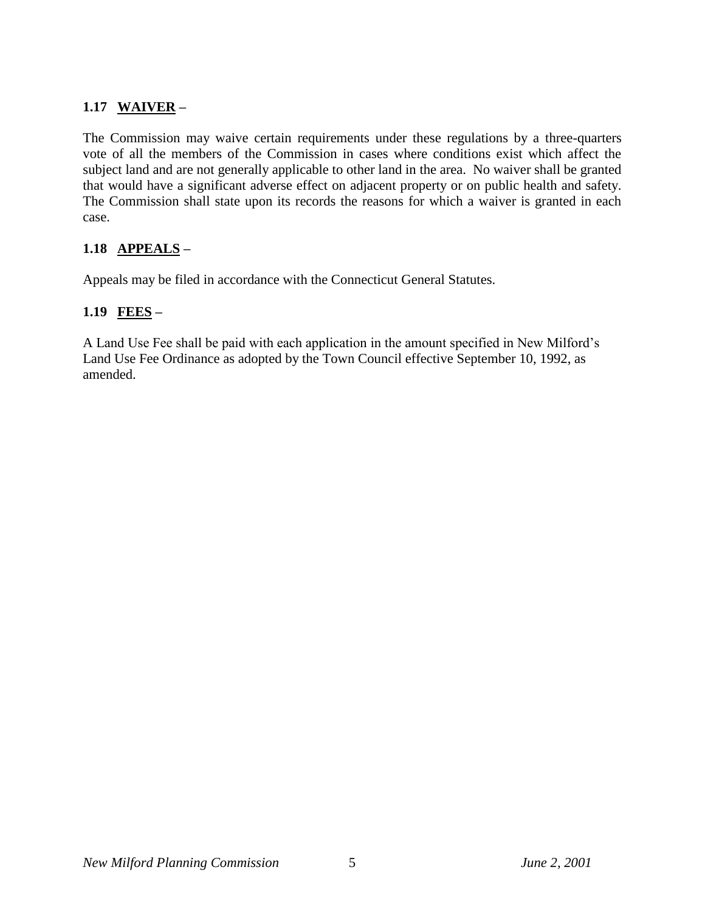**1.17 <u>WAIVER</u> –**

The Commission may waive certain requirements under these regulations by a three-quarters vote of all the members of the Commission in cases where conditions exist which affect the subject land and are not generally applicable to other land in the area. No waiver shall be granted that would have a significant adverse effect on adjacent property or on public health and safety. The Commission shall state upon its records the reasons for which a waiver is granted in each case.

**1.18 <u>APPEALS</u> –**

Appeals may be filed in accordance with the Connecticut General Statutes.

**1.19 <u>FEES</u> –**

A Land Use Fee shall be paid with each application in the amount specified in New Milford's Land Use Fee Ordinance as adopted by the Town Council effective September 10, 1992, as amended.